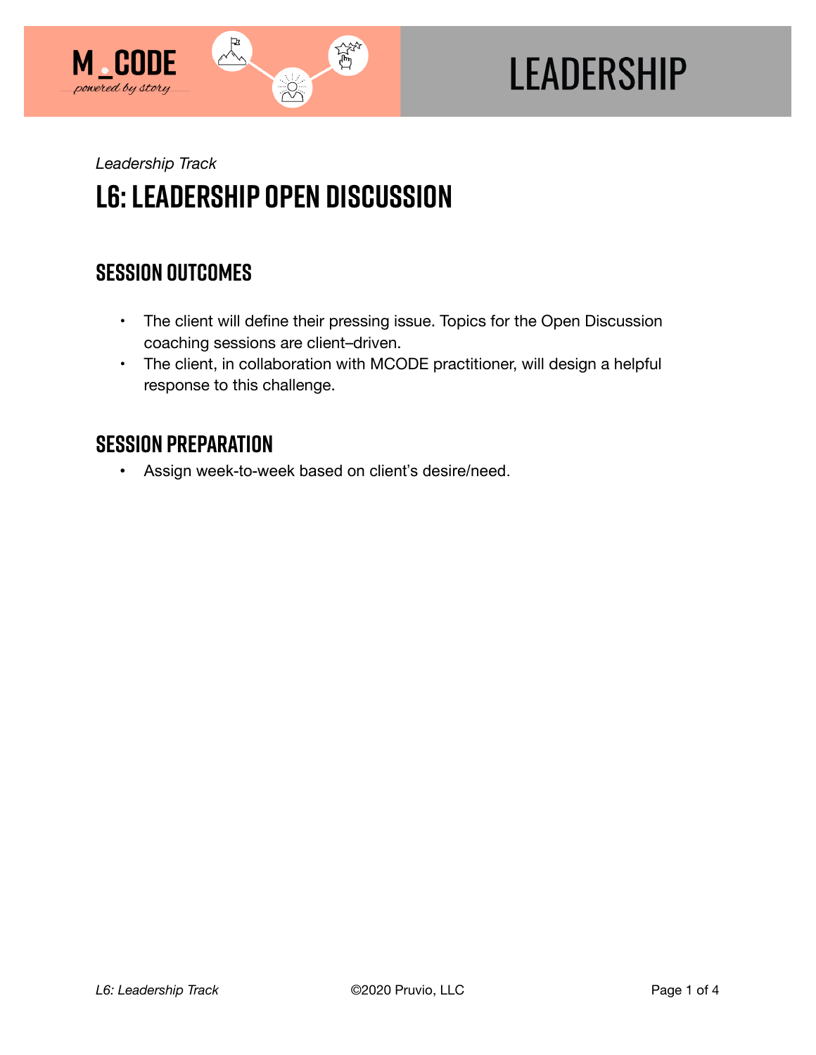*Leadership Track*

# L6: LEADERSHIP OPEN DISCUSSION

## SESSION OUTCOMES

- The client will define their pressing issue. Topics for the Open Discussion coaching sessions are client–driven.
- The client, in collaboration with MCODE practitioner, will design a helpful response to this challenge.

## SESSION PREPARATION

- Assign week-to-week based on client's desire/need.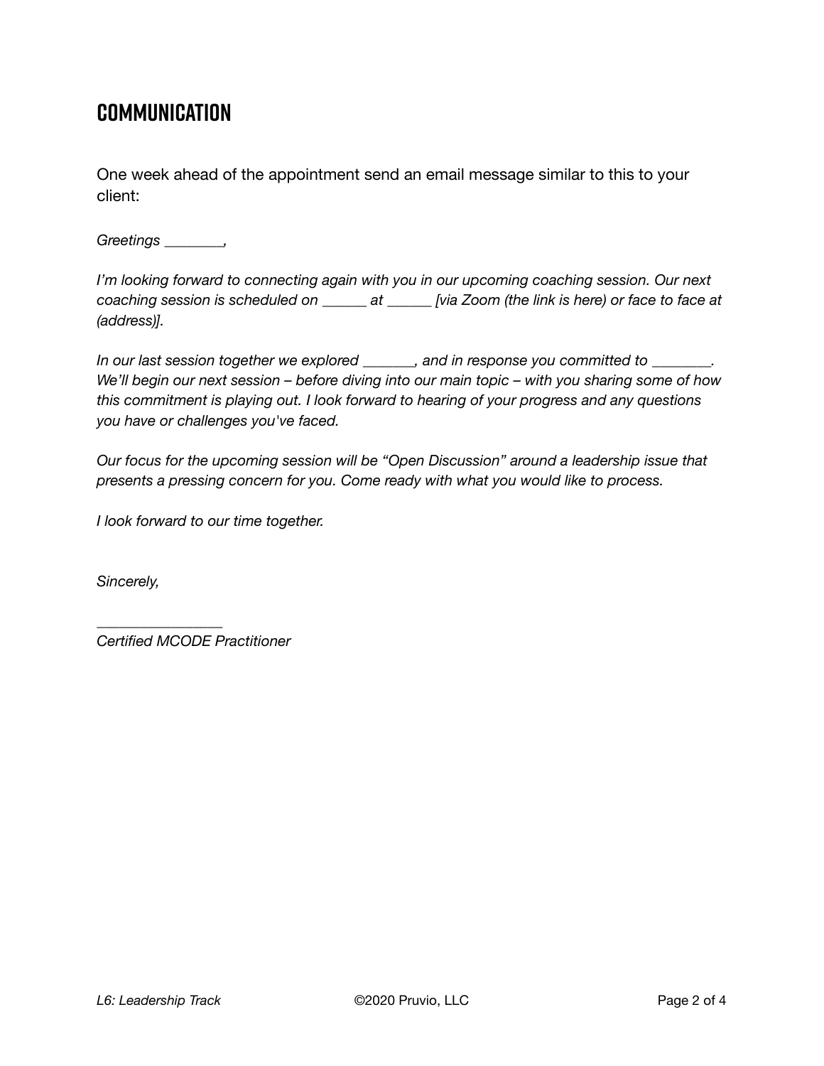## COMMUNICATION

One week ahead of the appointment send an email message similar to this to your client:

*Greetings ________,*

*I'm looking forward to connecting again with you in our upcoming coaching session. Our next coaching session is scheduled on ______ at ______ [via Zoom (the link is here) or face to face at (address)].*

*In our last session together we explored _______, and in response you committed to ________. We'll begin our next session – before diving into our main topic – with you sharing some of how this commitment is playing out. I look forward to hearing of your progress and any questions you have or challenges you've faced.*

*Our focus for the upcoming session will be "Open Discussion" around a leadership issue that presents a pressing concern for you. Come ready with what you would like to process.*

*I look forward to our time together.*

*Sincerely,*

*________________*
*Certified MCODE Practitioner*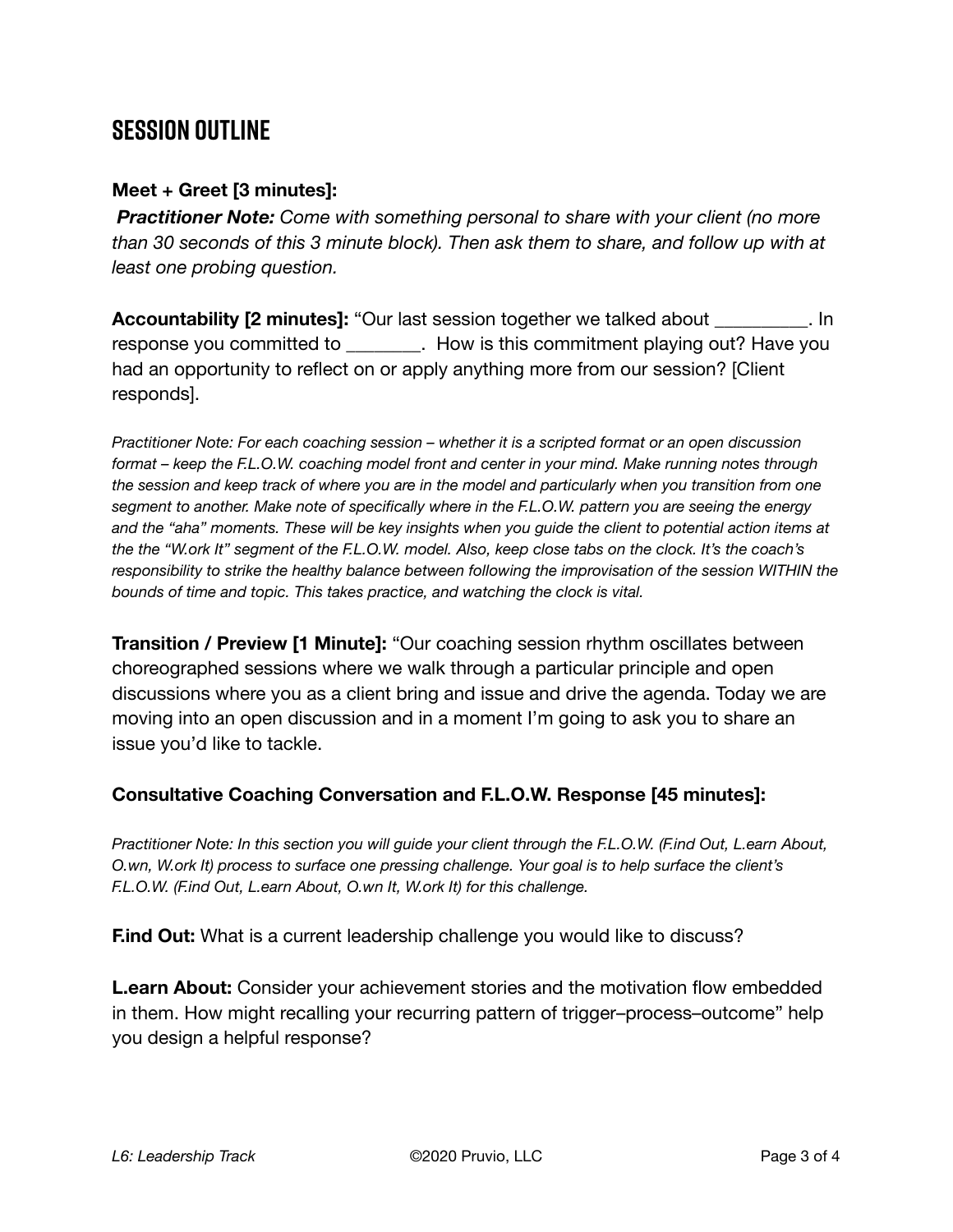## SESSION OUTLINE

**Meet + Greet [3 minutes]:**

***Practitioner Note:*** *Come with something personal to share with your client (no more than 30 seconds of this 3 minute block). Then ask them to share, and follow up with at least one probing question.*

**Accountability [2 minutes]:** "Our last session together we talked about __________. In response you committed to ________. How is this commitment playing out? Have you had an opportunity to reflect on or apply anything more from our session? [Client responds].

*Practitioner Note: For each coaching session – whether it is a scripted format or an open discussion format – keep the F.L.O.W. coaching model front and center in your mind. Make running notes through the session and keep track of where you are in the model and particularly when you transition from one segment to another. Make note of specifically where in the F.L.O.W. pattern you are seeing the energy and the "aha" moments. These will be key insights when you guide the client to potential action items at the the "W.ork It" segment of the F.L.O.W. model. Also, keep close tabs on the clock. It's the coach's responsibility to strike the healthy balance between following the improvisation of the session WITHIN the bounds of time and topic. This takes practice, and watching the clock is vital.*

**Transition / Preview [1 Minute]:** "Our coaching session rhythm oscillates between choreographed sessions where we walk through a particular principle and open discussions where you as a client bring and issue and drive the agenda. Today we are moving into an open discussion and in a moment I'm going to ask you to share an issue you'd like to tackle.

**Consultative Coaching Conversation and F.L.O.W. Response [45 minutes]:**

*Practitioner Note: In this section you will guide your client through the F.L.O.W. (F.ind Out, L.earn About, O.wn, W.ork It) process to surface one pressing challenge. Your goal is to help surface the client's F.L.O.W. (F.ind Out, L.earn About, O.wn It, W.ork It) for this challenge.*

**F.ind Out:** What is a current leadership challenge you would like to discuss?

**L.earn About:** Consider your achievement stories and the motivation flow embedded in them. How might recalling your recurring pattern of trigger–process–outcome" help you design a helpful response?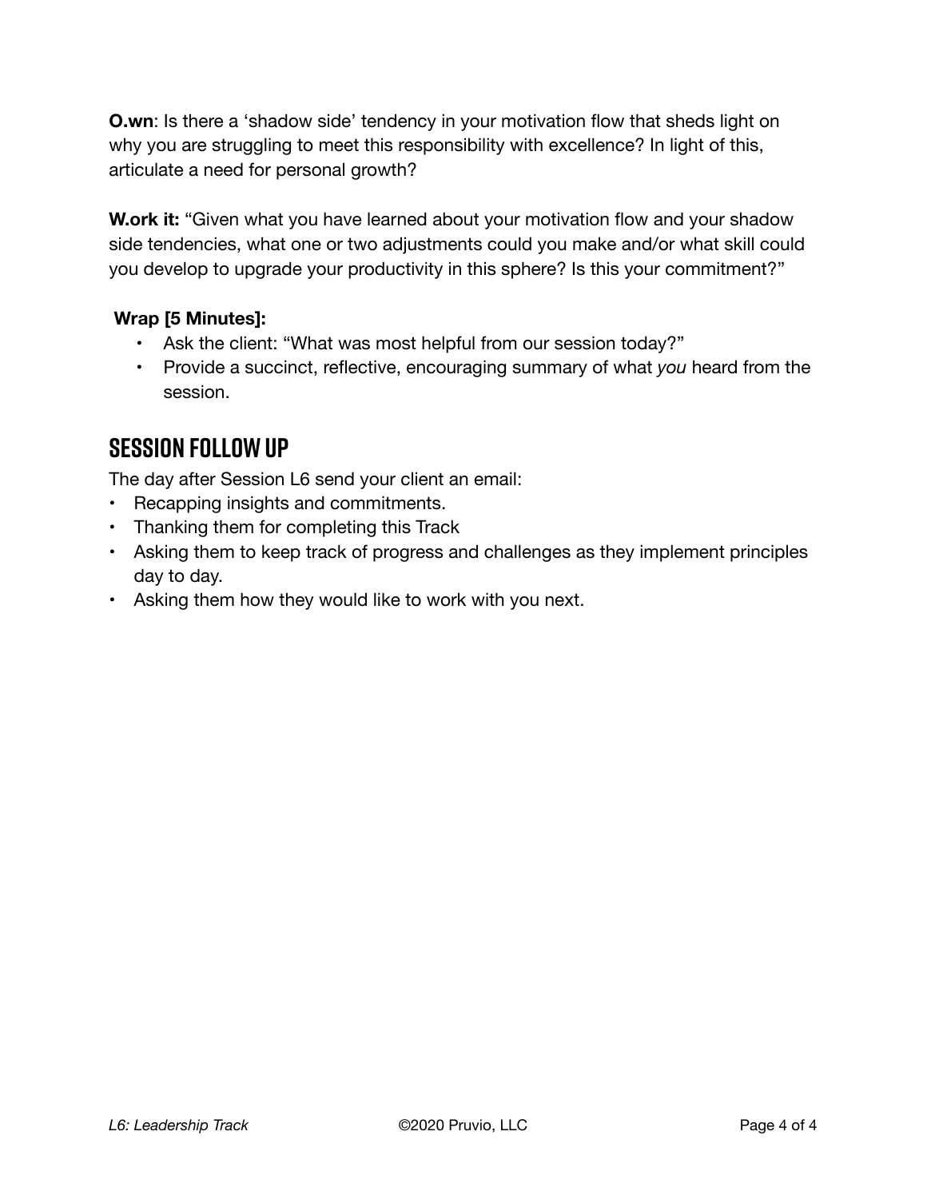**O.wn**: Is there a 'shadow side' tendency in your motivation flow that sheds light on why you are struggling to meet this responsibility with excellence? In light of this, articulate a need for personal growth?

**W.ork it:** "Given what you have learned about your motivation flow and your shadow side tendencies, what one or two adjustments could you make and/or what skill could you develop to upgrade your productivity in this sphere? Is this your commitment?"

**Wrap [5 Minutes]:**

- Ask the client: "What was most helpful from our session today?"
- Provide a succinct, reflective, encouraging summary of what *you* heard from the session.

## SESSION FOLLOW UP

The day after Session L6 send your client an email:

- Recapping insights and commitments.
- Thanking them for completing this Track
- Asking them to keep track of progress and challenges as they implement principles day to day.
- Asking them how they would like to work with you next.